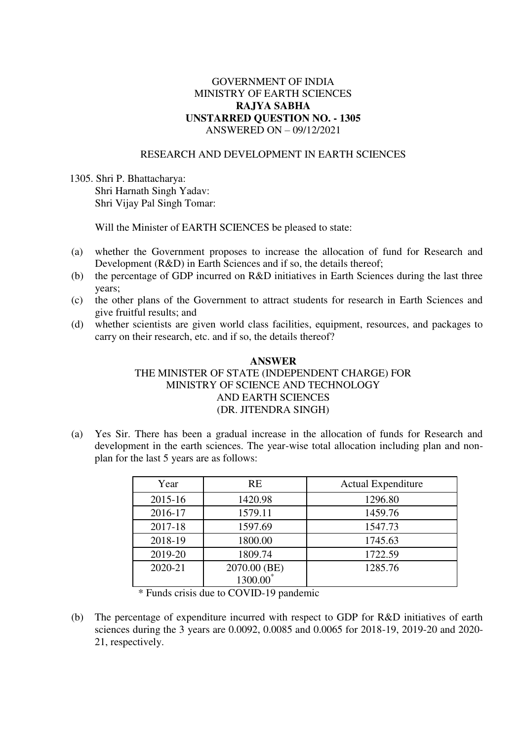GOVERNMENT OF INDIA
MINISTRY OF EARTH SCIENCES
**RAJYA SABHA**
**UNSTARRED QUESTION NO. - 1305**
ANSWERED ON – 09/12/2021

RESEARCH AND DEVELOPMENT IN EARTH SCIENCES

1305. Shri P. Bhattacharya:
Shri Harnath Singh Yadav:
Shri Vijay Pal Singh Tomar:

Will the Minister of EARTH SCIENCES be pleased to state:

(a) whether the Government proposes to increase the allocation of fund for Research and Development (R&D) in Earth Sciences and if so, the details thereof;
(b) the percentage of GDP incurred on R&D initiatives in Earth Sciences during the last three years;
(c) the other plans of the Government to attract students for research in Earth Sciences and give fruitful results; and
(d) whether scientists are given world class facilities, equipment, resources, and packages to carry on their research, etc. and if so, the details thereof?

**ANSWER**
THE MINISTER OF STATE (INDEPENDENT CHARGE) FOR
MINISTRY OF SCIENCE AND TECHNOLOGY
AND EARTH SCIENCES
(DR. JITENDRA SINGH)

(a) Yes Sir. There has been a gradual increase in the allocation of funds for Research and development in the earth sciences. The year-wise total allocation including plan and non-plan for the last 5 years are as follows:

| Year | RE | Actual Expenditure |
|---|---|---|
| 2015-16 | 1420.98 | 1296.80 |
| 2016-17 | 1579.11 | 1459.76 |
| 2017-18 | 1597.69 | 1547.73 |
| 2018-19 | 1800.00 | 1745.63 |
| 2019-20 | 1809.74 | 1722.59 |
| 2020-21 | 2070.00 (BE) 1300.00* | 1285.76 |

\* Funds crisis due to COVID-19 pandemic

(b) The percentage of expenditure incurred with respect to GDP for R&D initiatives of earth sciences during the 3 years are 0.0092, 0.0085 and 0.0065 for 2018-19, 2019-20 and 2020-21, respectively.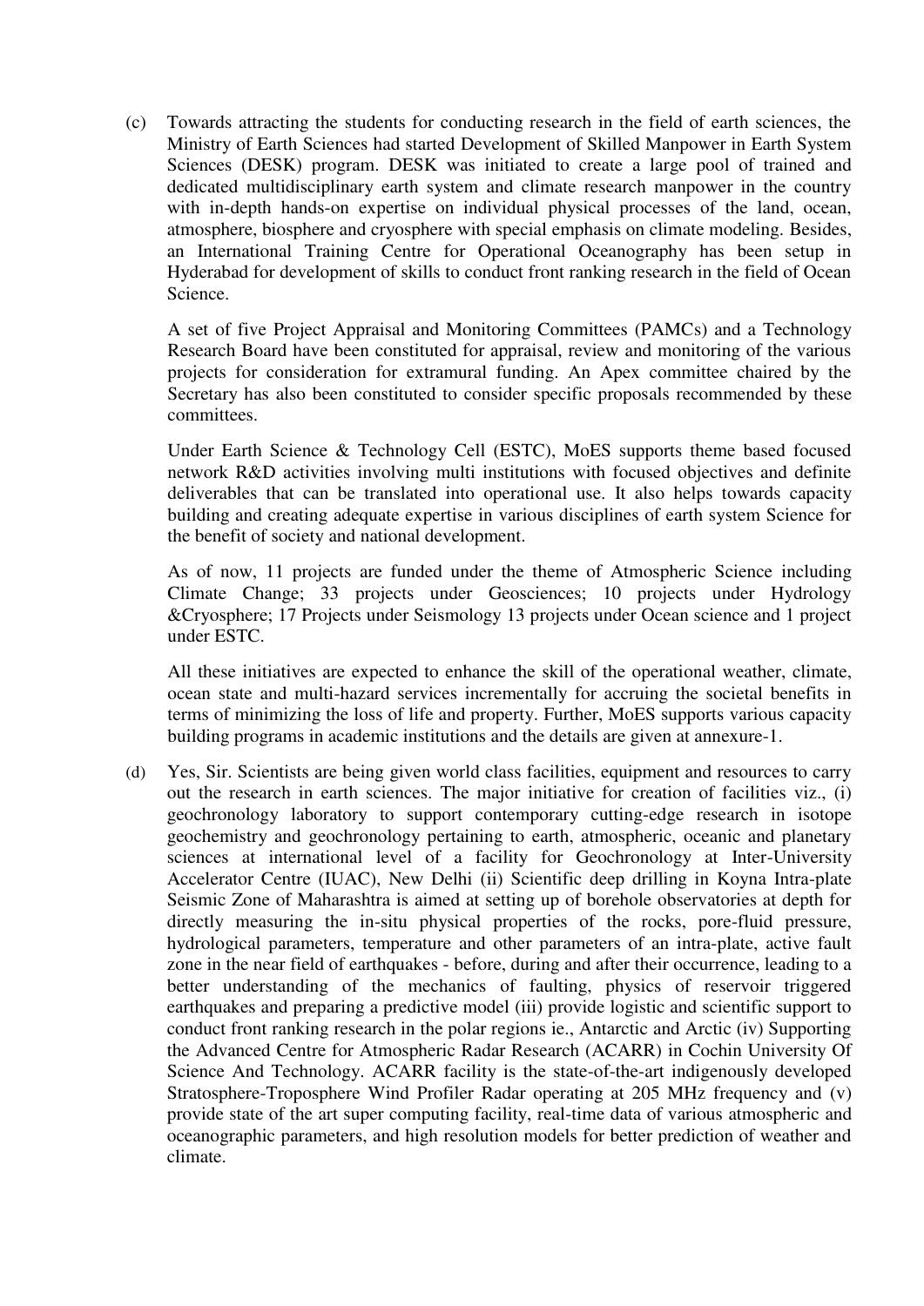(c) Towards attracting the students for conducting research in the field of earth sciences, the Ministry of Earth Sciences had started Development of Skilled Manpower in Earth System Sciences (DESK) program. DESK was initiated to create a large pool of trained and dedicated multidisciplinary earth system and climate research manpower in the country with in-depth hands-on expertise on individual physical processes of the land, ocean, atmosphere, biosphere and cryosphere with special emphasis on climate modeling. Besides, an International Training Centre for Operational Oceanography has been setup in Hyderabad for development of skills to conduct front ranking research in the field of Ocean Science.

A set of five Project Appraisal and Monitoring Committees (PAMCs) and a Technology Research Board have been constituted for appraisal, review and monitoring of the various projects for consideration for extramural funding. An Apex committee chaired by the Secretary has also been constituted to consider specific proposals recommended by these committees.

Under Earth Science & Technology Cell (ESTC), MoES supports theme based focused network R&D activities involving multi institutions with focused objectives and definite deliverables that can be translated into operational use. It also helps towards capacity building and creating adequate expertise in various disciplines of earth system Science for the benefit of society and national development.

As of now, 11 projects are funded under the theme of Atmospheric Science including Climate Change; 33 projects under Geosciences; 10 projects under Hydrology &Cryosphere; 17 Projects under Seismology 13 projects under Ocean science and 1 project under ESTC.

All these initiatives are expected to enhance the skill of the operational weather, climate, ocean state and multi-hazard services incrementally for accruing the societal benefits in terms of minimizing the loss of life and property. Further, MoES supports various capacity building programs in academic institutions and the details are given at annexure-1.

(d) Yes, Sir. Scientists are being given world class facilities, equipment and resources to carry out the research in earth sciences. The major initiative for creation of facilities viz., (i) geochronology laboratory to support contemporary cutting-edge research in isotope geochemistry and geochronology pertaining to earth, atmospheric, oceanic and planetary sciences at international level of a facility for Geochronology at Inter-University Accelerator Centre (IUAC), New Delhi (ii) Scientific deep drilling in Koyna Intra-plate Seismic Zone of Maharashtra is aimed at setting up of borehole observatories at depth for directly measuring the in-situ physical properties of the rocks, pore-fluid pressure, hydrological parameters, temperature and other parameters of an intra-plate, active fault zone in the near field of earthquakes - before, during and after their occurrence, leading to a better understanding of the mechanics of faulting, physics of reservoir triggered earthquakes and preparing a predictive model (iii) provide logistic and scientific support to conduct front ranking research in the polar regions ie., Antarctic and Arctic (iv) Supporting the Advanced Centre for Atmospheric Radar Research (ACARR) in Cochin University Of Science And Technology. ACARR facility is the state-of-the-art indigenously developed Stratosphere-Troposphere Wind Profiler Radar operating at 205 MHz frequency and (v) provide state of the art super computing facility, real-time data of various atmospheric and oceanographic parameters, and high resolution models for better prediction of weather and climate.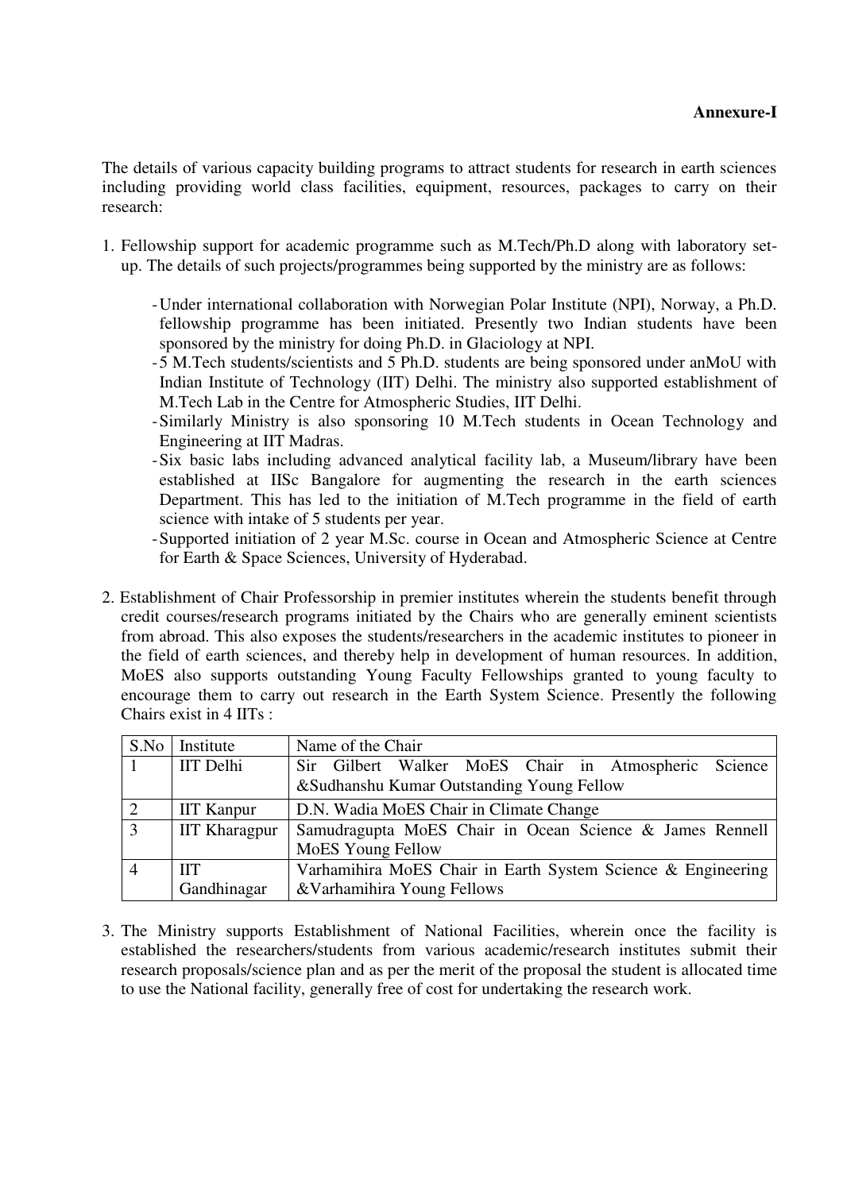**Annexure-I**

The details of various capacity building programs to attract students for research in earth sciences including providing world class facilities, equipment, resources, packages to carry on their research:

1. Fellowship support for academic programme such as M.Tech/Ph.D along with laboratory set-up. The details of such projects/programmes being supported by the ministry are as follows:

   - Under international collaboration with Norwegian Polar Institute (NPI), Norway, a Ph.D. fellowship programme has been initiated. Presently two Indian students have been sponsored by the ministry for doing Ph.D. in Glaciology at NPI.
   - 5 M.Tech students/scientists and 5 Ph.D. students are being sponsored under anMoU with Indian Institute of Technology (IIT) Delhi. The ministry also supported establishment of M.Tech Lab in the Centre for Atmospheric Studies, IIT Delhi.
   - Similarly Ministry is also sponsoring 10 M.Tech students in Ocean Technology and Engineering at IIT Madras.
   - Six basic labs including advanced analytical facility lab, a Museum/library have been established at IISc Bangalore for augmenting the research in the earth sciences Department. This has led to the initiation of M.Tech programme in the field of earth science with intake of 5 students per year.
   - Supported initiation of 2 year M.Sc. course in Ocean and Atmospheric Science at Centre for Earth & Space Sciences, University of Hyderabad.

2. Establishment of Chair Professorship in premier institutes wherein the students benefit through credit courses/research programs initiated by the Chairs who are generally eminent scientists from abroad. This also exposes the students/researchers in the academic institutes to pioneer in the field of earth sciences, and thereby help in development of human resources. In addition, MoES also supports outstanding Young Faculty Fellowships granted to young faculty to encourage them to carry out research in the Earth System Science. Presently the following Chairs exist in 4 IITs :

| S.No | Institute | Name of the Chair |
|---|---|---|
| 1 | IIT Delhi | Sir Gilbert Walker MoES Chair in Atmospheric Science &Sudhanshu Kumar Outstanding Young Fellow |
| 2 | IIT Kanpur | D.N. Wadia MoES Chair in Climate Change |
| 3 | IIT Kharagpur | Samudragupta MoES Chair in Ocean Science & James Rennell MoES Young Fellow |
| 4 | IIT Gandhinagar | Varhamihira MoES Chair in Earth System Science & Engineering &Varhamihira Young Fellows |

3. The Ministry supports Establishment of National Facilities, wherein once the facility is established the researchers/students from various academic/research institutes submit their research proposals/science plan and as per the merit of the proposal the student is allocated time to use the National facility, generally free of cost for undertaking the research work.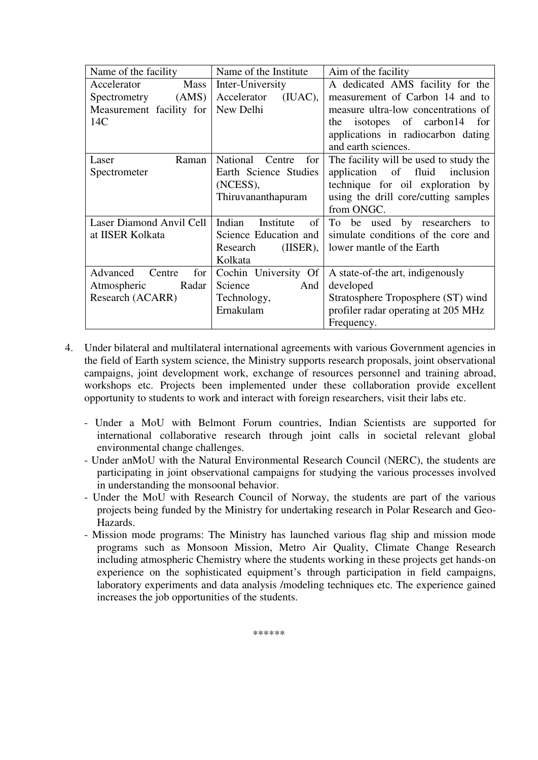| Name of the facility | Name of the Institute | Aim of the facility |
|---|---|---|
| Accelerator Mass Spectrometry (AMS) Measurement facility for 14C | Inter-University Accelerator (IUAC), New Delhi | A dedicated AMS facility for the measurement of Carbon 14 and to measure ultra-low concentrations of the isotopes of carbon14 for applications in radiocarbon dating and earth sciences. |
| Laser Raman Spectrometer | National Centre for Earth Science Studies (NCESS), Thiruvananthapuram | The facility will be used to study the application of fluid inclusion technique for oil exploration by using the drill core/cutting samples from ONGC. |
| Laser Diamond Anvil Cell at IISER Kolkata | Indian Institute of Science Education and Research (IISER), Kolkata | To be used by researchers to simulate conditions of the core and lower mantle of the Earth |
| Advanced Centre for Atmospheric Radar Research (ACARR) | Cochin University Of Science And Technology, Ernakulam | A state-of-the art, indigenously developed Stratosphere Troposphere (ST) wind profiler radar operating at 205 MHz Frequency. |

4. Under bilateral and multilateral international agreements with various Government agencies in the field of Earth system science, the Ministry supports research proposals, joint observational campaigns, joint development work, exchange of resources personnel and training abroad, workshops etc. Projects been implemented under these collaboration provide excellent opportunity to students to work and interact with foreign researchers, visit their labs etc.

   - Under a MoU with Belmont Forum countries, Indian Scientists are supported for international collaborative research through joint calls in societal relevant global environmental change challenges.
   - Under anMoU with the Natural Environmental Research Council (NERC), the students are participating in joint observational campaigns for studying the various processes involved in understanding the monsoonal behavior.
   - Under the MoU with Research Council of Norway, the students are part of the various projects being funded by the Ministry for undertaking research in Polar Research and Geo-Hazards.
   - Mission mode programs: The Ministry has launched various flag ship and mission mode programs such as Monsoon Mission, Metro Air Quality, Climate Change Research including atmospheric Chemistry where the students working in these projects get hands-on experience on the sophisticated equipment's through participation in field campaigns, laboratory experiments and data analysis /modeling techniques etc. The experience gained increases the job opportunities of the students.

\*\*\*\*\*\*